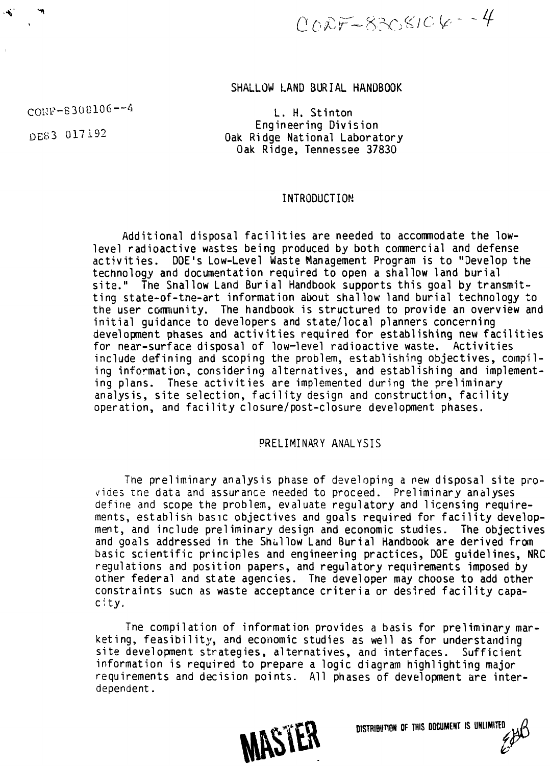CONF-830810 6--4

# SHALLOW LAND BURIAL HANDBOOK

CONF-8308106--4

DE83 017192

L. H. Stinton
Engineering Division
Oak Ridge National Laboratory
Oak Ridge, Tennessee 37830

## INTRODUCTION

Additional disposal facilities are needed to accommodate the low-level radioactive wastes being produced by both commercial and defense activities. DOE's Low-Level Waste Management Program is to "Develop the technology and documentation required to open a shallow land burial site." The Shallow Land Burial Handbook supports this goal by transmitting state-of-the-art information about shallow land burial technology to the user community. The handbook is structured to provide an overview and initial guidance to developers and state/local planners concerning development phases and activities required for establishing new facilities for near-surface disposal of low-level radioactive waste. Activities include defining and scoping the problem, establishing objectives, compiling information, considering alternatives, and establishing and implementing plans. These activities are implemented during the preliminary analysis, site selection, facility design and construction, facility operation, and facility closure/post-closure development phases.

## PRELIMINARY ANALYSIS

The preliminary analysis phase of developing a new disposal site provides the data and assurance needed to proceed. Preliminary analyses define and scope the problem, evaluate regulatory and licensing requirements, establish basic objectives and goals required for facility development, and include preliminary design and economic studies. The objectives and goals addressed in the Shallow Land Burial Handbook are derived from basic scientific principles and engineering practices, DOE guidelines, NRC regulations and position papers, and regulatory requirements imposed by other federal and state agencies. The developer may choose to add other constraints such as waste acceptance criteria or desired facility capacity.

The compilation of information provides a basis for preliminary marketing, feasibility, and economic studies as well as for understanding site development strategies, alternatives, and interfaces. Sufficient information is required to prepare a logic diagram highlighting major requirements and decision points. All phases of development are interdependent.

MASTER

DISTRIBUTION OF THIS DOCUMENT IS UNLIMITED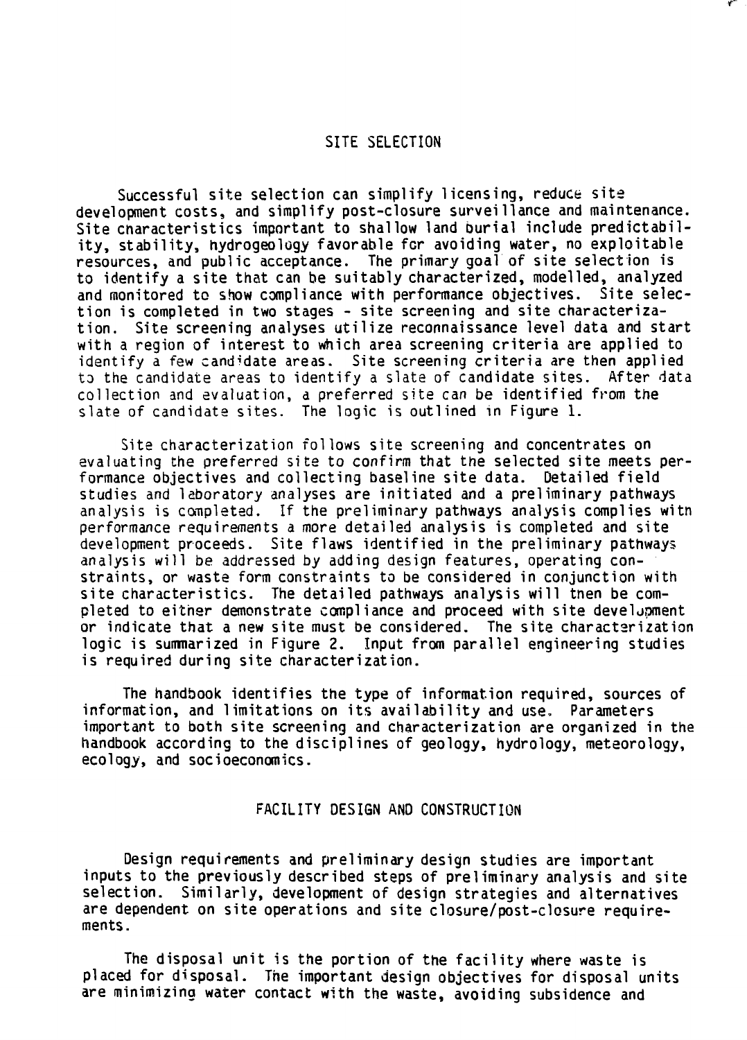## SITE SELECTION

Successful site selection can simplify licensing, reduce site development costs, and simplify post-closure surveillance and maintenance. Site characteristics important to shallow land burial include predictability, stability, hydrogeology favorable for avoiding water, no exploitable resources, and public acceptance. The primary goal of site selection is to identify a site that can be suitably characterized, modelled, analyzed and monitored to show compliance with performance objectives. Site selection is completed in two stages - site screening and site characterization. Site screening analyses utilize reconnaissance level data and start with a region of interest to which area screening criteria are applied to identify a few candidate areas. Site screening criteria are then applied to the candidate areas to identify a slate of candidate sites. After data collection and evaluation, a preferred site can be identified from the slate of candidate sites. The logic is outlined in Figure 1.

Site characterization follows site screening and concentrates on evaluating the preferred site to confirm that the selected site meets performance objectives and collecting baseline site data. Detailed field studies and laboratory analyses are initiated and a preliminary pathways analysis is completed. If the preliminary pathways analysis complies with performance requirements a more detailed analysis is completed and site development proceeds. Site flaws identified in the preliminary pathways analysis will be addressed by adding design features, operating constraints, or waste form constraints to be considered in conjunction with site characteristics. The detailed pathways analysis will then be completed to either demonstrate compliance and proceed with site development or indicate that a new site must be considered. The site characterization logic is summarized in Figure 2. Input from parallel engineering studies is required during site characterization.

The handbook identifies the type of information required, sources of information, and limitations on its availability and use. Parameters important to both site screening and characterization are organized in the handbook according to the disciplines of geology, hydrology, meteorology, ecology, and socioeconomics.

## FACILITY DESIGN AND CONSTRUCTION

Design requirements and preliminary design studies are important inputs to the previously described steps of preliminary analysis and site selection. Similarly, development of design strategies and alternatives are dependent on site operations and site closure/post-closure requirements.

The disposal unit is the portion of the facility where waste is placed for disposal. The important design objectives for disposal units are minimizing water contact with the waste, avoiding subsidence and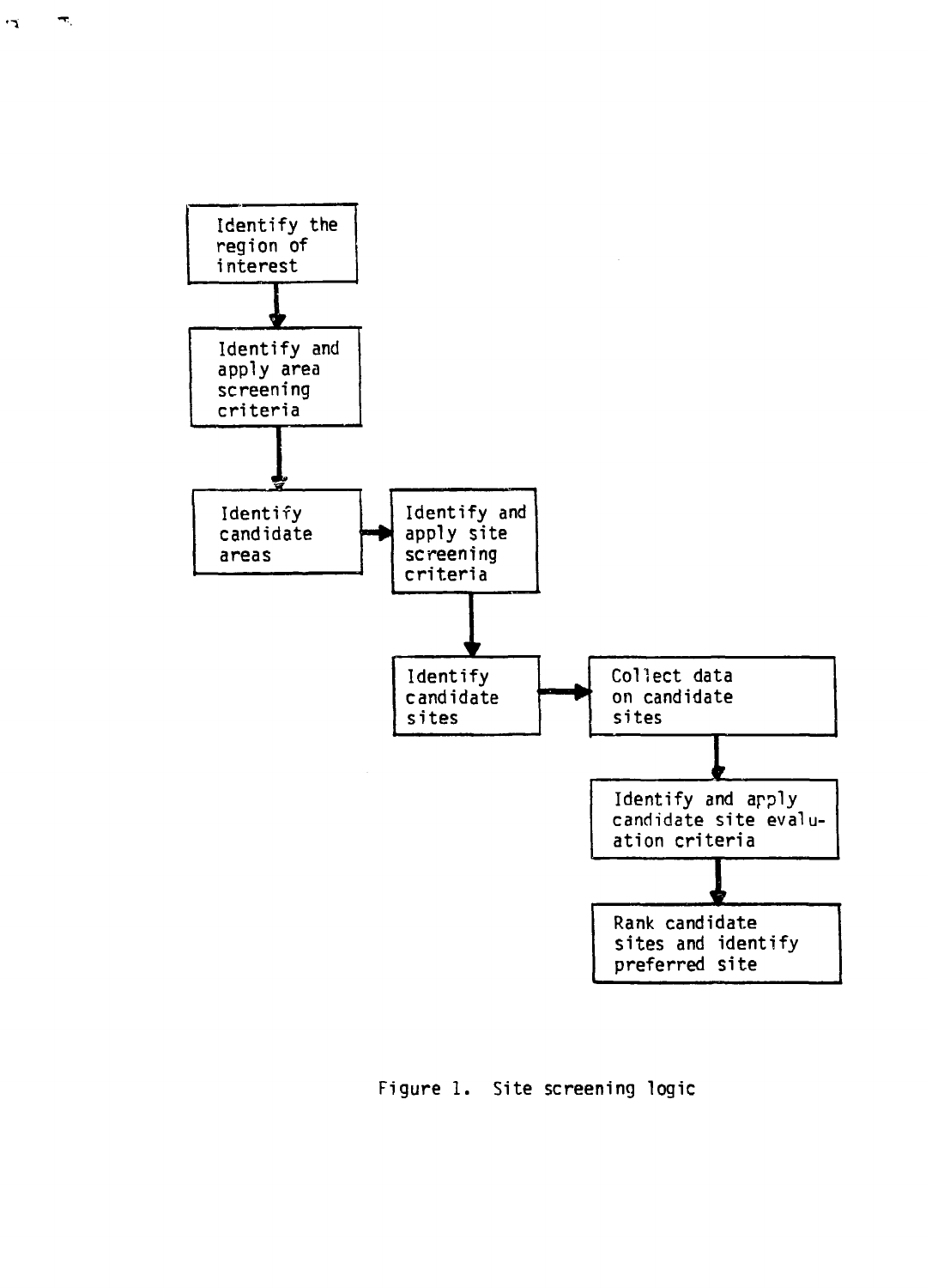Identify the region of interest

Identify and apply area screening criteria

Identify candidate areas

Identify and apply site screening criteria

Identify candidate sites

Collect data on candidate sites

Identify and apply candidate site evaluation criteria

Rank candidate sites and identify preferred site

Figure 1. Site screening logic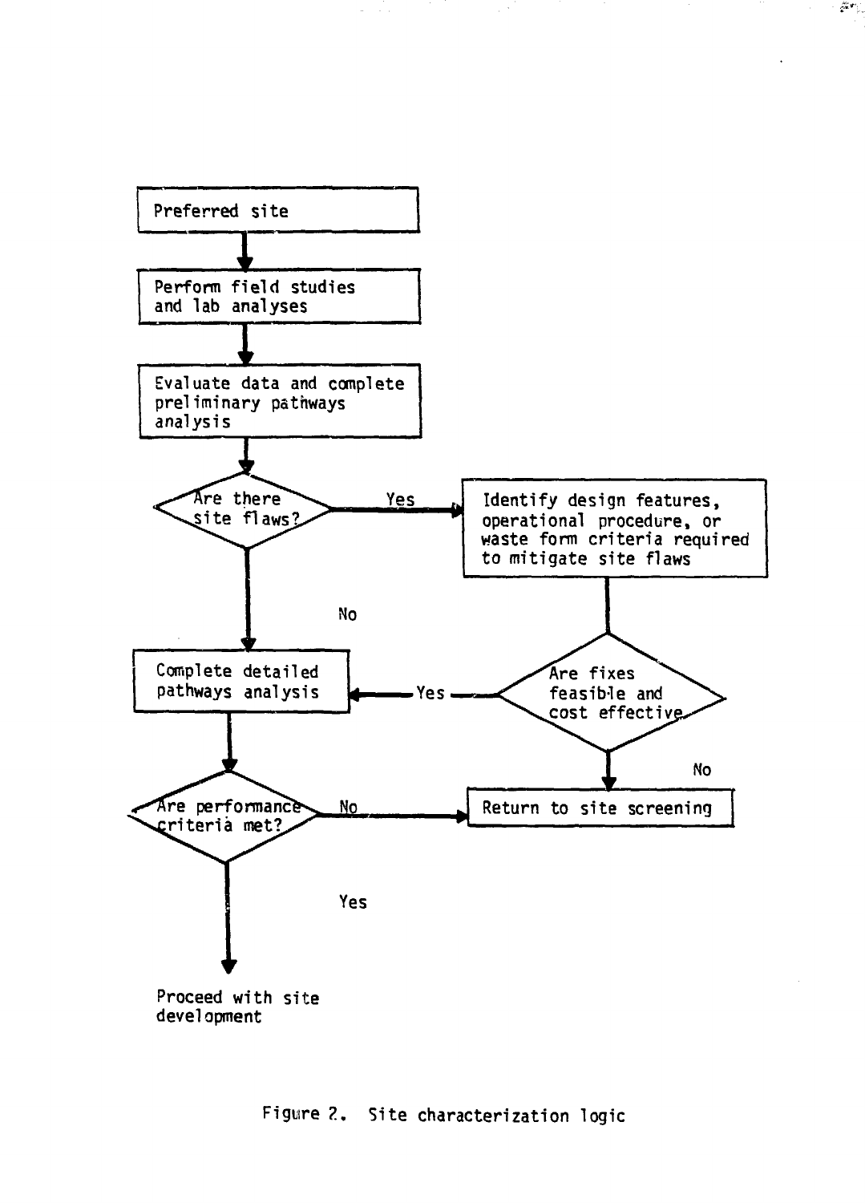Preferred site

Perform field studies and lab analyses

Evaluate data and complete preliminary pathways analysis

Are there site flaws?

Yes

Identify design features, operational procedure, or waste form criteria required to mitigate site flaws

No

Complete detailed pathways analysis

Yes

Are fixes feasible and cost effective

No

Are performance criteria met?

No

Return to site screening

Yes

Proceed with site development

Figure 2. Site characterization logic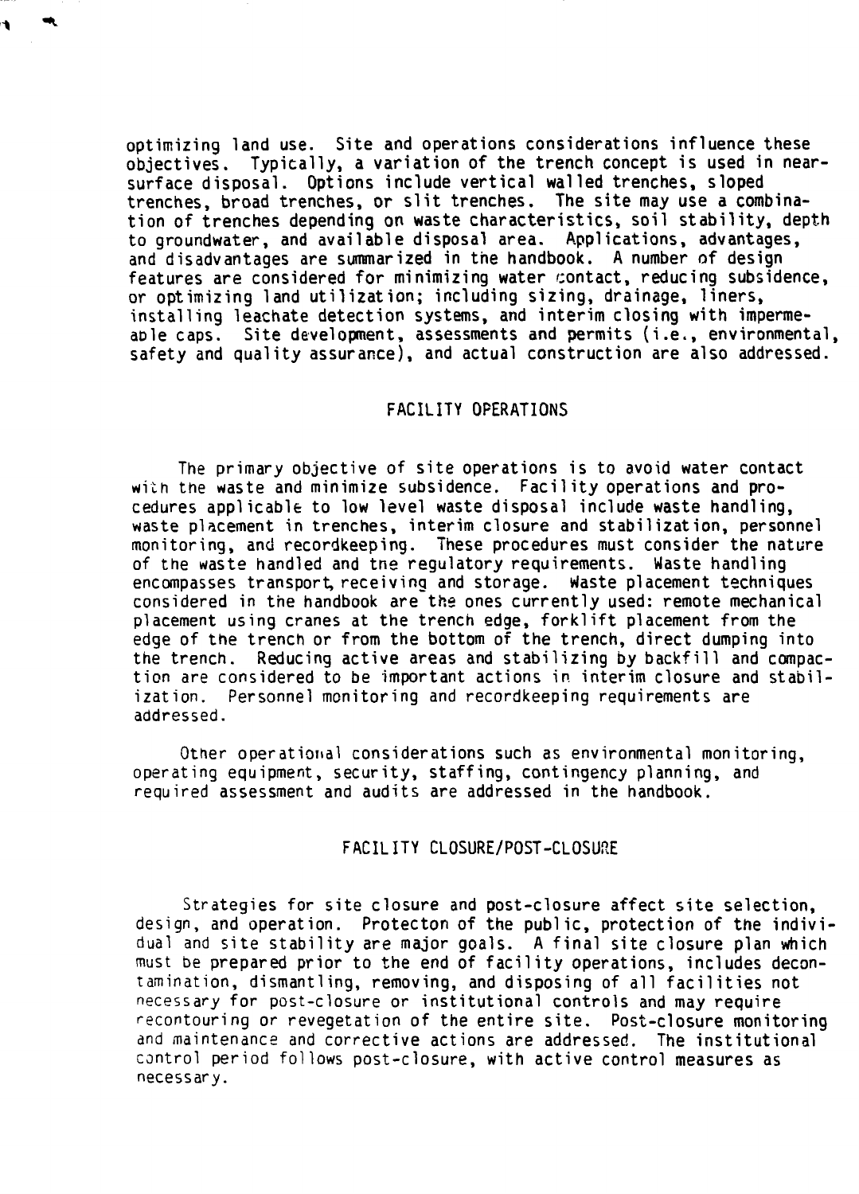optimizing land use. Site and operations considerations influence these objectives. Typically, a variation of the trench concept is used in near-surface disposal. Options include vertical walled trenches, sloped trenches, broad trenches, or slit trenches. The site may use a combination of trenches depending on waste characteristics, soil stability, depth to groundwater, and available disposal area. Applications, advantages, and disadvantages are summarized in the handbook. A number of design features are considered for minimizing water contact, reducing subsidence, or optimizing land utilization; including sizing, drainage, liners, installing leachate detection systems, and interim closing with impermeable caps. Site development, assessments and permits (i.e., environmental, safety and quality assurance), and actual construction are also addressed.

## FACILITY OPERATIONS

The primary objective of site operations is to avoid water contact with the waste and minimize subsidence. Facility operations and procedures applicable to low level waste disposal include waste handling, waste placement in trenches, interim closure and stabilization, personnel monitoring, and recordkeeping. These procedures must consider the nature of the waste handled and the regulatory requirements. Waste handling encompasses transport, receiving and storage. Waste placement techniques considered in the handbook are the ones currently used: remote mechanical placement using cranes at the trench edge, forklift placement from the edge of the trench or from the bottom of the trench, direct dumping into the trench. Reducing active areas and stabilizing by backfill and compaction are considered to be important actions in interim closure and stabilization. Personnel monitoring and recordkeeping requirements are addressed.

Other operational considerations such as environmental monitoring, operating equipment, security, staffing, contingency planning, and required assessment and audits are addressed in the handbook.

## FACILITY CLOSURE/POST-CLOSURE

Strategies for site closure and post-closure affect site selection, design, and operation. Protecton of the public, protection of the individual and site stability are major goals. A final site closure plan which must be prepared prior to the end of facility operations, includes decontamination, dismantling, removing, and disposing of all facilities not necessary for post-closure or institutional controls and may require recontouring or revegetation of the entire site. Post-closure monitoring and maintenance and corrective actions are addressed. The institutional control period follows post-closure, with active control measures as necessary.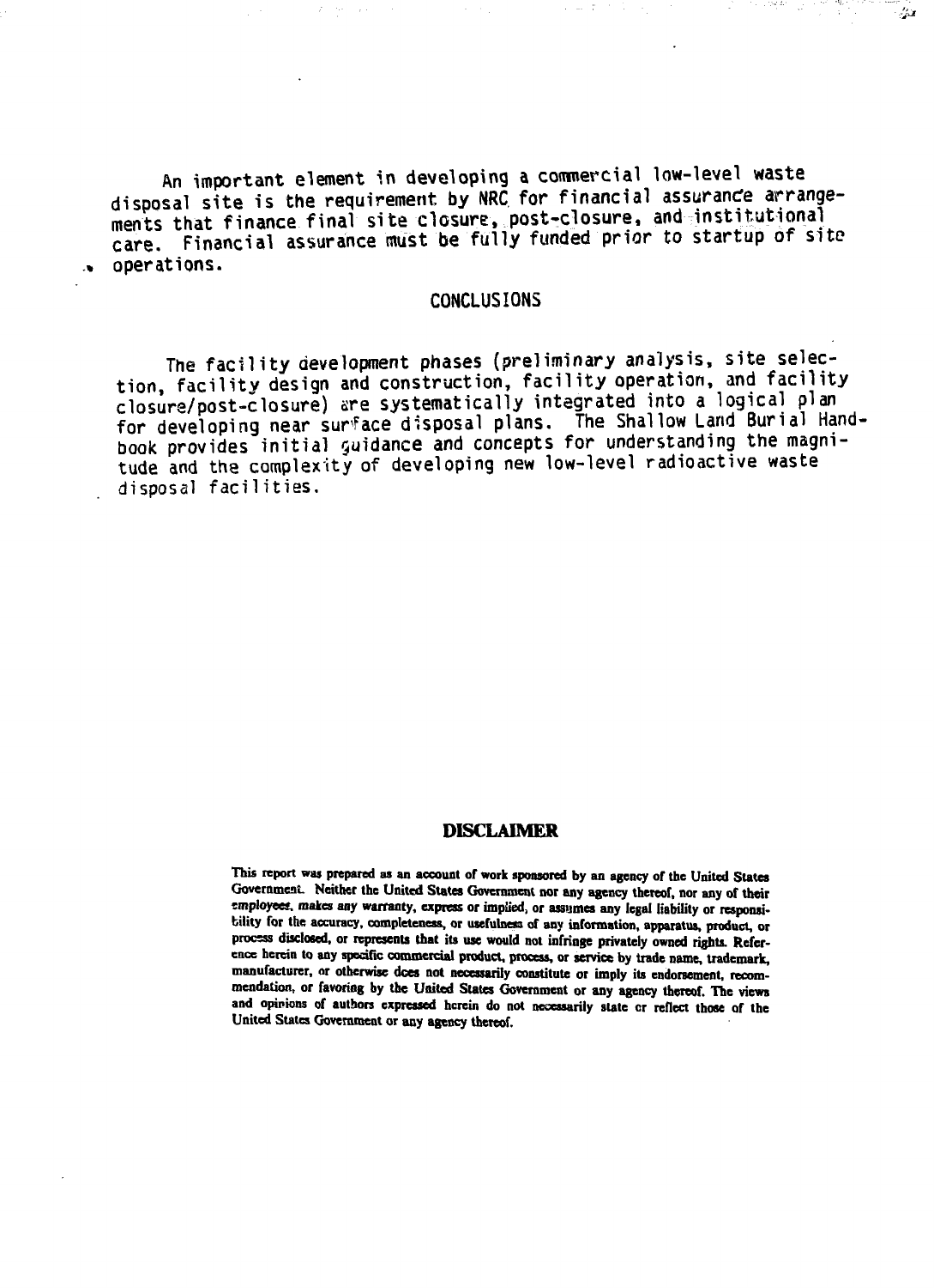An important element in developing a commercial low-level waste disposal site is the requirement by NRC for financial assurance arrangements that finance final site closure, post-closure, and institutional care. Financial assurance must be fully funded prior to startup of site operations.

## CONCLUSIONS

The facility development phases (preliminary analysis, site selection, facility design and construction, facility operation, and facility closure/post-closure) are systematically integrated into a logical plan for developing near surface disposal plans. The Shallow Land Burial Handbook provides initial guidance and concepts for understanding the magnitude and the complexity of developing new low-level radioactive waste disposal facilities.

## DISCLAIMER

This report was prepared as an account of work sponsored by an agency of the United States Government. Neither the United States Government nor any agency thereof, nor any of their employees, makes any warranty, express or implied, or assumes any legal liability or responsibility for the accuracy, completeness, or usefulness of any information, apparatus, product, or process disclosed, or represents that its use would not infringe privately owned rights. Reference herein to any specific commercial product, process, or service by trade name, trademark, manufacturer, or otherwise does not necessarily constitute or imply its endorsement, recommendation, or favoring by the United States Government or any agency thereof. The views and opinions of authors expressed herein do not necessarily state or reflect those of the United States Government or any agency thereof.